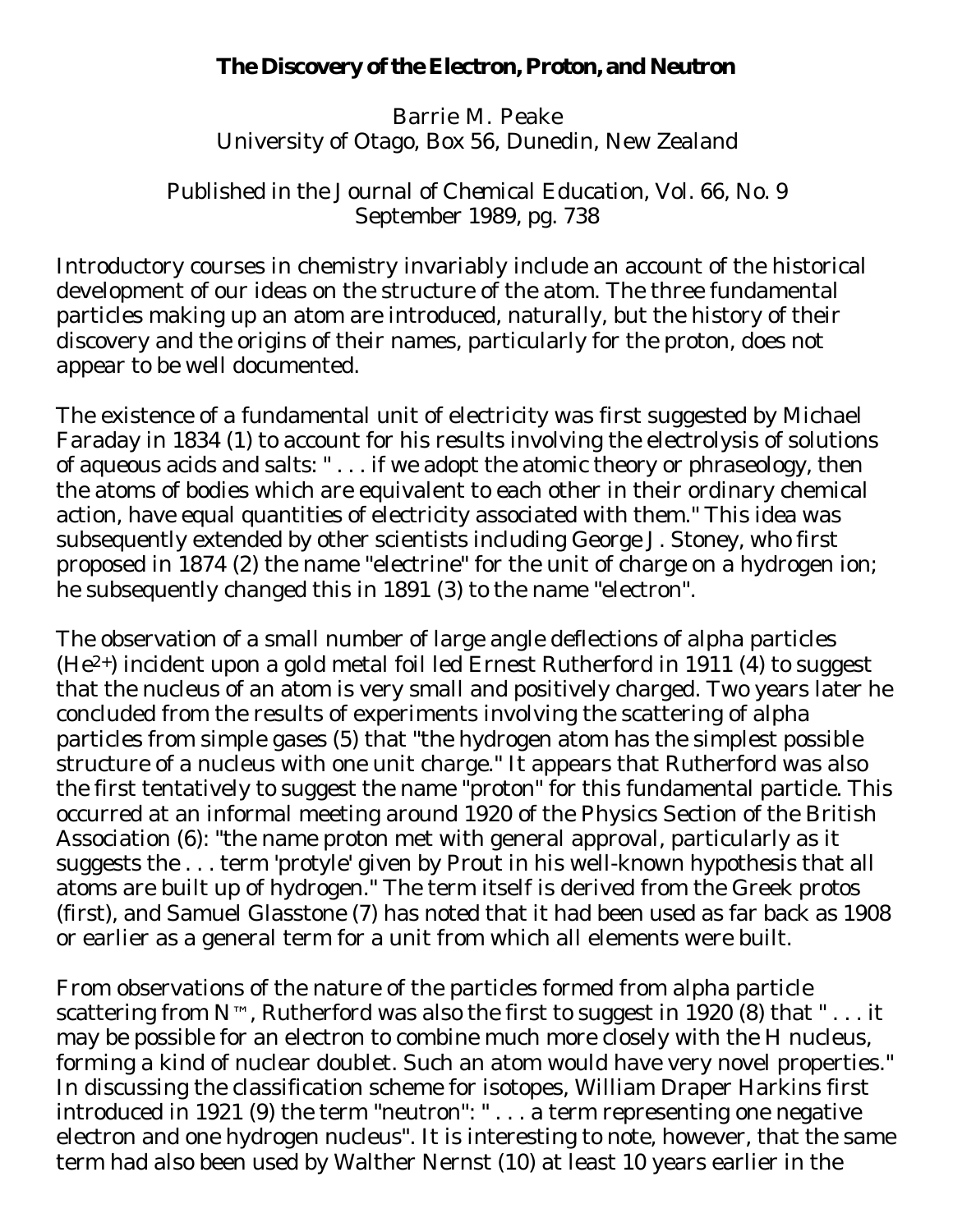# The Discovery of the Electron, Proton, and Neutron

Barrie M. Peake
University of Otago, Box 56, Dunedin, New Zealand

Published in the Journal of Chemical Education, Vol. 66, No. 9
September 1989, pg. 738

Introductory courses in chemistry invariably include an account of the historical development of our ideas on the structure of the atom. The three fundamental particles making up an atom are introduced, naturally, but the history of their discovery and the origins of their names, particularly for the proton, does not appear to be well documented.

The existence of a fundamental unit of electricity was first suggested by Michael Faraday in 1834 (1) to account for his results involving the electrolysis of solutions of aqueous acids and salts: " . . . if we adopt the atomic theory or phraseology, then the atoms of bodies which are equivalent to each other in their ordinary chemical action, have equal quantities of electricity associated with them." This idea was subsequently extended by other scientists including George J. Stoney, who first proposed in 1874 (2) the name "electrine" for the unit of charge on a hydrogen ion; he subsequently changed this in 1891 (3) to the name "electron".

The observation of a small number of large angle deflections of alpha particles ($He^{2+}$) incident upon a gold metal foil led Ernest Rutherford in 1911 (4) to suggest that the nucleus of an atom is very small and positively charged. Two years later he concluded from the results of experiments involving the scattering of alpha particles from simple gases (5) that "the hydrogen atom has the simplest possible structure of a nucleus with one unit charge." It appears that Rutherford was also the first tentatively to suggest the name "proton" for this fundamental particle. This occurred at an informal meeting around 1920 of the Physics Section of the British Association (6): "the name proton met with general approval, particularly as it suggests the . . . term 'protyle' given by Prout in his well-known hypothesis that all atoms are built up of hydrogen." The term itself is derived from the Greek protos (first), and Samuel Glasstone (7) has noted that it had been used as far back as 1908 or earlier as a general term for a unit from which all elements were built.

From observations of the nature of the particles formed from alpha particle scattering from N™, Rutherford was also the first to suggest in 1920 (8) that " . . . it may be possible for an electron to combine much more closely with the H nucleus, forming a kind of nuclear doublet. Such an atom would have very novel properties." In discussing the classification scheme for isotopes, William Draper Harkins first introduced in 1921 (9) the term "neutron": " . . . a term representing one negative electron and one hydrogen nucleus". It is interesting to note, however, that the same term had also been used by Walther Nernst (10) at least 10 years earlier in the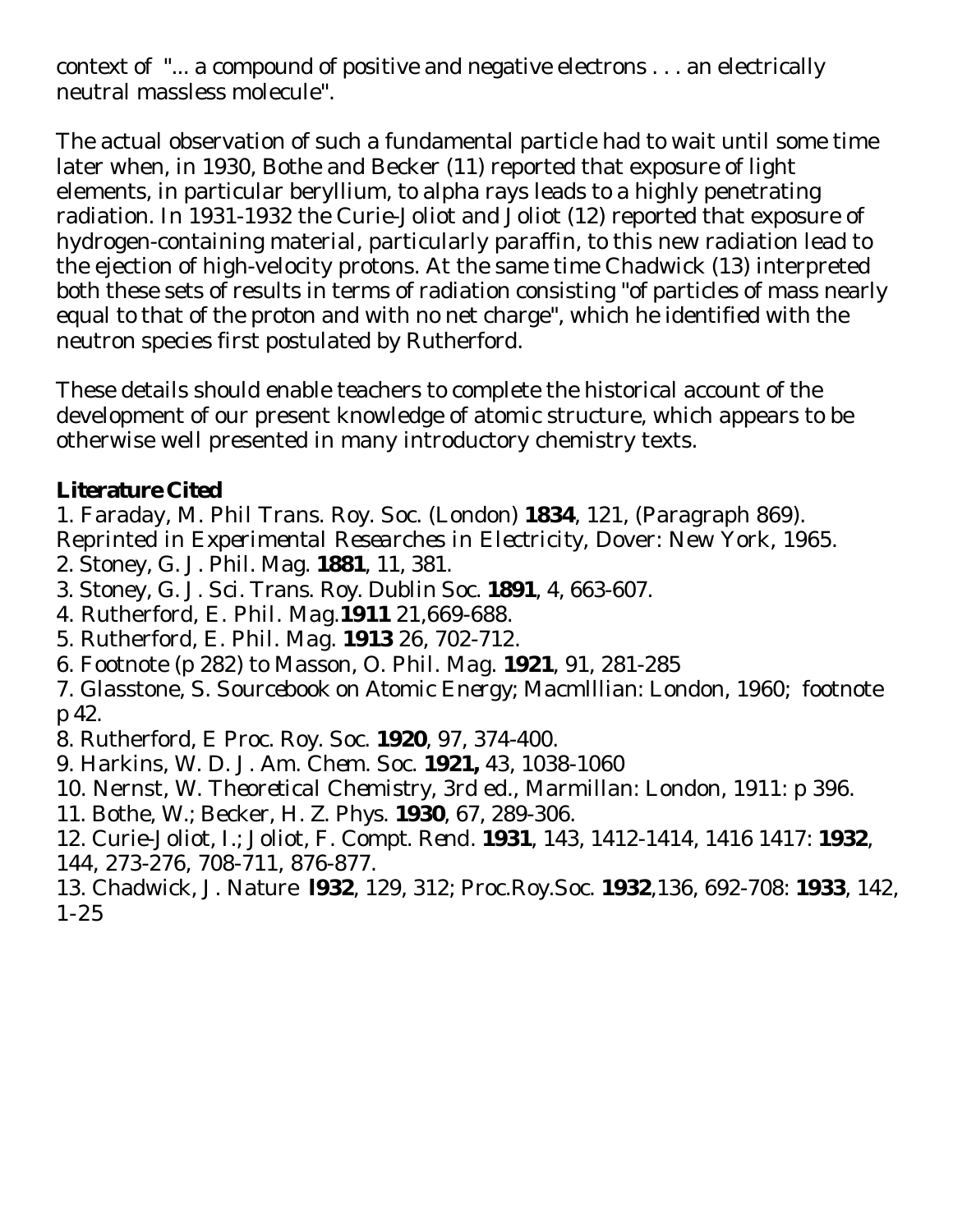context of "... a compound of positive and negative electrons . . . an electrically neutral massless molecule".

The actual observation of such a fundamental particle had to wait until some time later when, in 1930, Bothe and Becker (11) reported that exposure of light elements, in particular beryllium, to alpha rays leads to a highly penetrating radiation. In 1931-1932 the Curie-Joliot and Joliot (12) reported that exposure of hydrogen-containing material, particularly paraffin, to this new radiation lead to the ejection of high-velocity protons. At the same time Chadwick (13) interpreted both these sets of results in terms of radiation consisting "of particles of mass nearly equal to that of the proton and with no net charge", which he identified with the neutron species first postulated by Rutherford.

These details should enable teachers to complete the historical account of the development of our present knowledge of atomic structure, which appears to be otherwise well presented in many introductory chemistry texts.

**Literature Cited**

1. Faraday, M. *Phil Trans. Roy. Soc. (London)* **1834**, 121, (Paragraph 869). Reprinted in *Experimental Researches in Electricity*, Dover: New York, 1965.
2. Stoney, G. J. *Phil. Mag.* **1881**, 11, 381.
3. Stoney, G. J. *Sci. Trans. Roy. Dublin Soc.* **1891**, 4, 663-607.
4. Rutherford, E. *Phil. Mag.***1911** 21,669-688.
5. Rutherford, E. *Phil. Mag.* **1913** 26, 702-712.
6. Footnote (p 282) to Masson, O. *Phil. Mag.* **1921**, 91, 281-285
7. Glasstone, S. *Sourcebook on Atomic Energy*; Macmlllian: London, 1960; footnote p 42.
8. Rutherford, E *Proc. Roy. Soc.* **1920**, 97, 374-400.
9. Harkins, W. D. *J. Am. Chem. Soc.* **1921,** 43, 1038-1060
10. Nernst, W. *Theoretical Chemistry*, 3rd ed., Marmillan: London, 1911: p 396.
11. Bothe, W.; Becker, H. *Z. Phys.* **1930**, 67, 289-306.
12. Curie-Joliot, I.; Joliot, F. *Compt. Rend.* **1931**, 143, 1412-1414, 1416 1417: **1932**, 144, 273-276, 708-711, 876-877.
13. Chadwick, J. *Nature* **l932**, 129, 312; *Proc.Roy.Soc.* **1932**,136, 692-708: **1933**, 142, 1-25